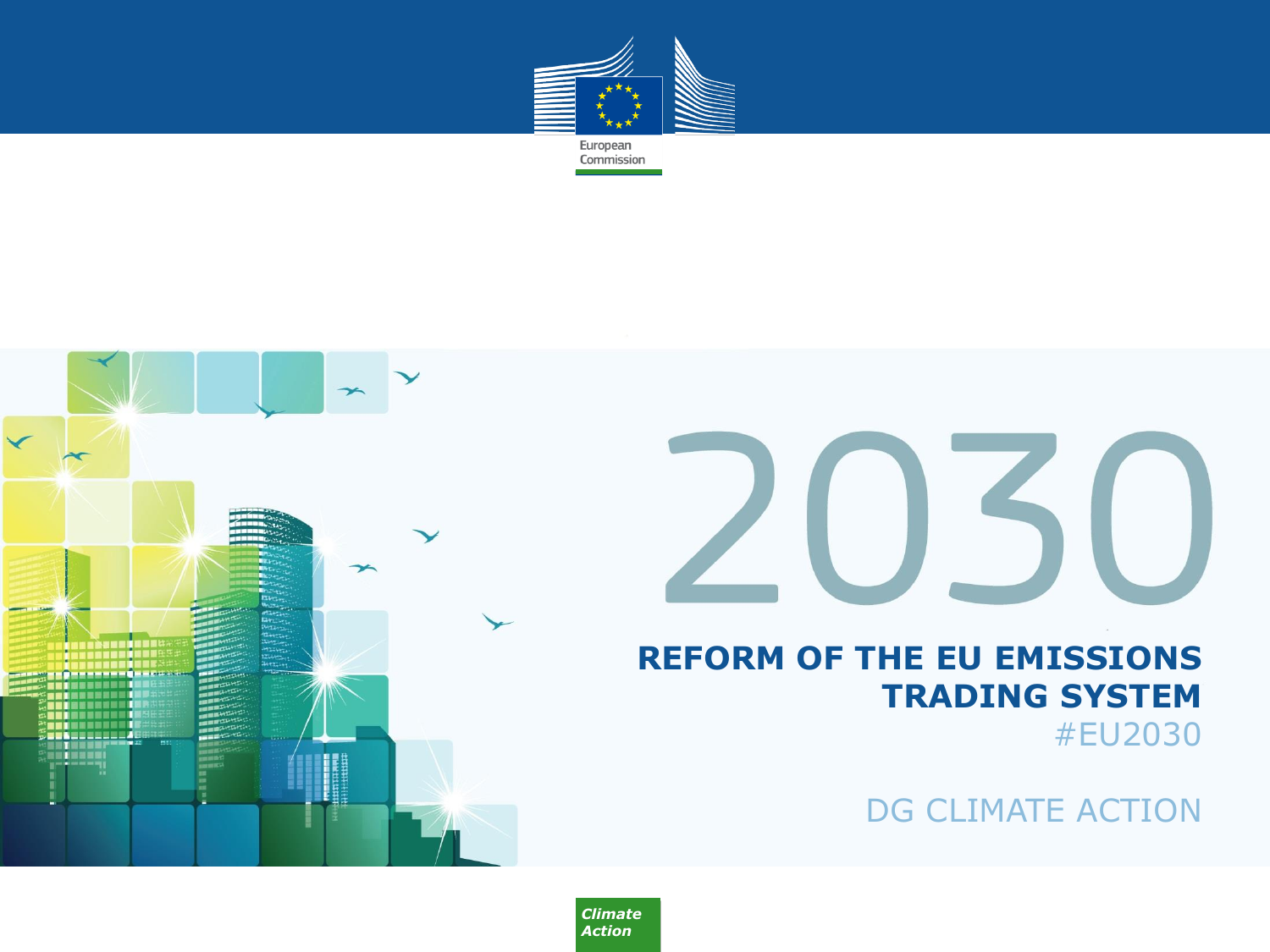European Commission

# 2030

## REFORM OF THE EU EMISSIONS TRADING SYSTEM

#EU2030

DG CLIMATE ACTION

*Climate Action*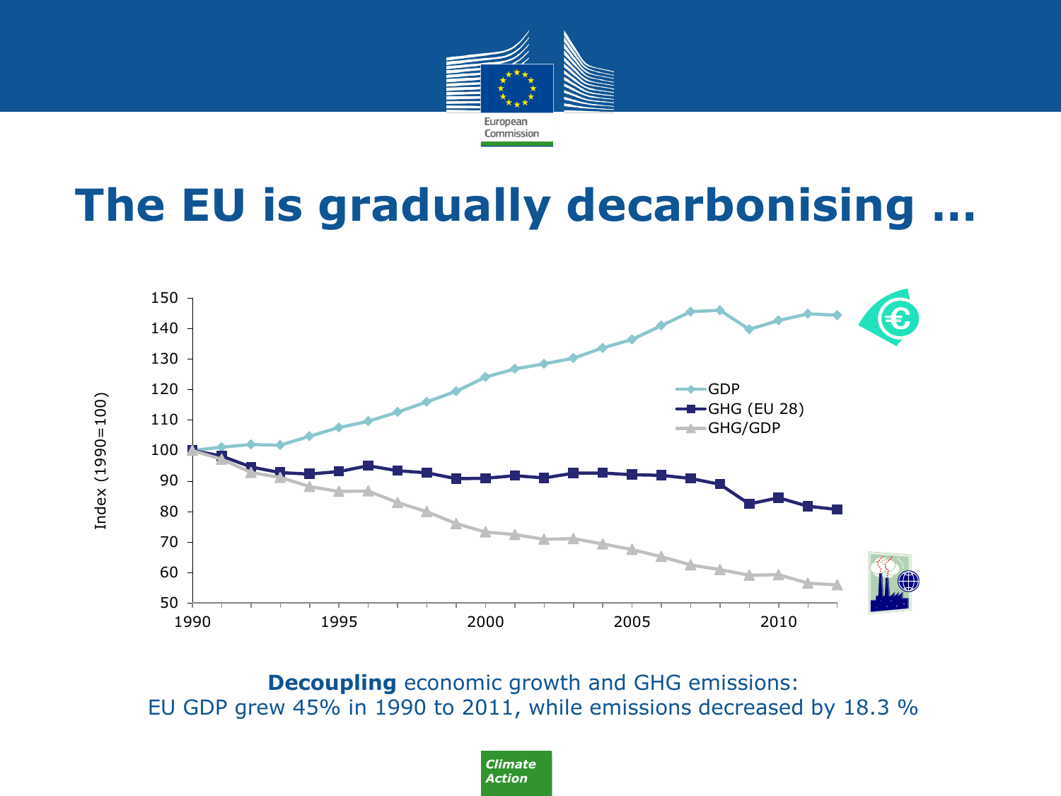# The EU is gradually decarbonising …

Index (1990=100)

- GDP
- GHG (EU 28)
- GHG/GDP

**Decoupling** economic growth and GHG emissions:
EU GDP grew 45% in 1990 to 2011, while emissions decreased by 18.3 %

*Climate Action*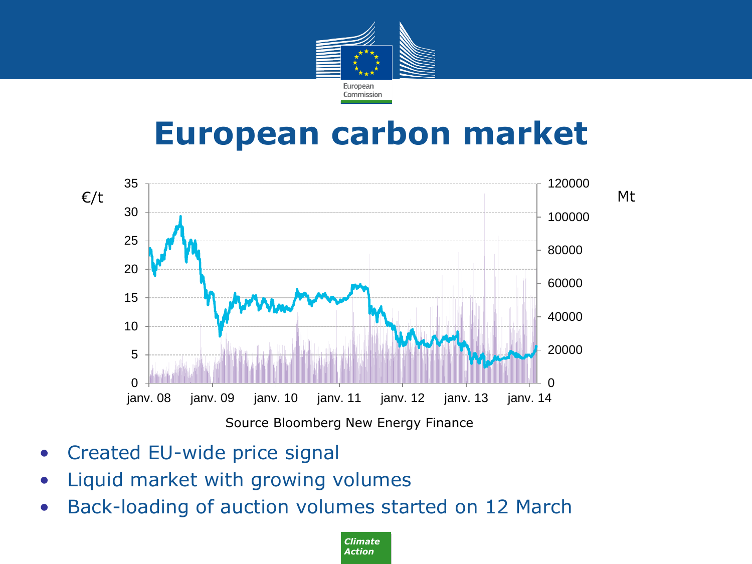# European carbon market

Source Bloomberg New Energy Finance

- Created EU-wide price signal
- Liquid market with growing volumes
- Back-loading of auction volumes started on 12 March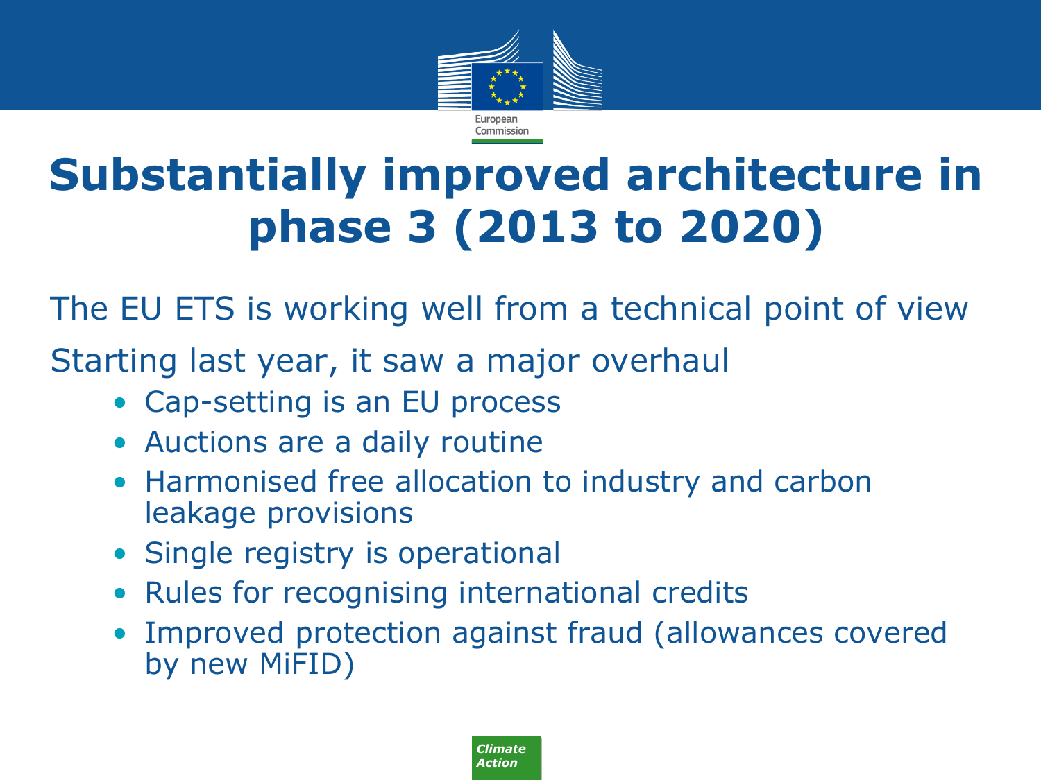# Substantially improved architecture in phase 3 (2013 to 2020)

The EU ETS is working well from a technical point of view

Starting last year, it saw a major overhaul

- Cap-setting is an EU process
- Auctions are a daily routine
- Harmonised free allocation to industry and carbon leakage provisions
- Single registry is operational
- Rules for recognising international credits
- Improved protection against fraud (allowances covered by new MiFID)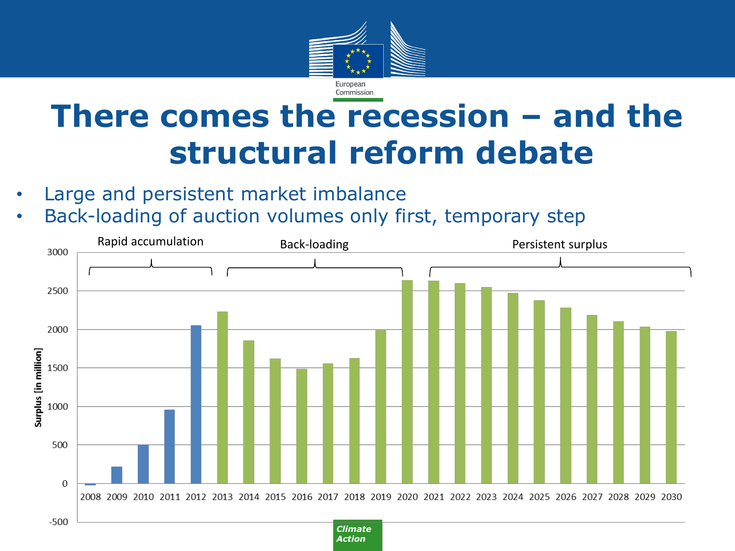# There comes the recession – and the structural reform debate

- Large and persistent market imbalance
- Back-loading of auction volumes only first, temporary step

Rapid accumulation | Back-loading | Persistent surplus

Surplus [in million]

| Year | Surplus [in million] (approx.) |
|---|---|
| 2008 | -20 |
| 2009 | 220 |
| 2010 | 500 |
| 2011 | 960 |
| 2012 | 2050 |
| 2013 | 2230 |
| 2014 | 1860 |
| 2015 | 1620 |
| 2016 | 1490 |
| 2017 | 1560 |
| 2018 | 1630 |
| 2019 | 2000 |
| 2020 | 2640 |
| 2021 | 2630 |
| 2022 | 2600 |
| 2023 | 2550 |
| 2024 | 2470 |
| 2025 | 2380 |
| 2026 | 2280 |
| 2027 | 2190 |
| 2028 | 2100 |
| 2029 | 2030 |
| 2030 | 1980 |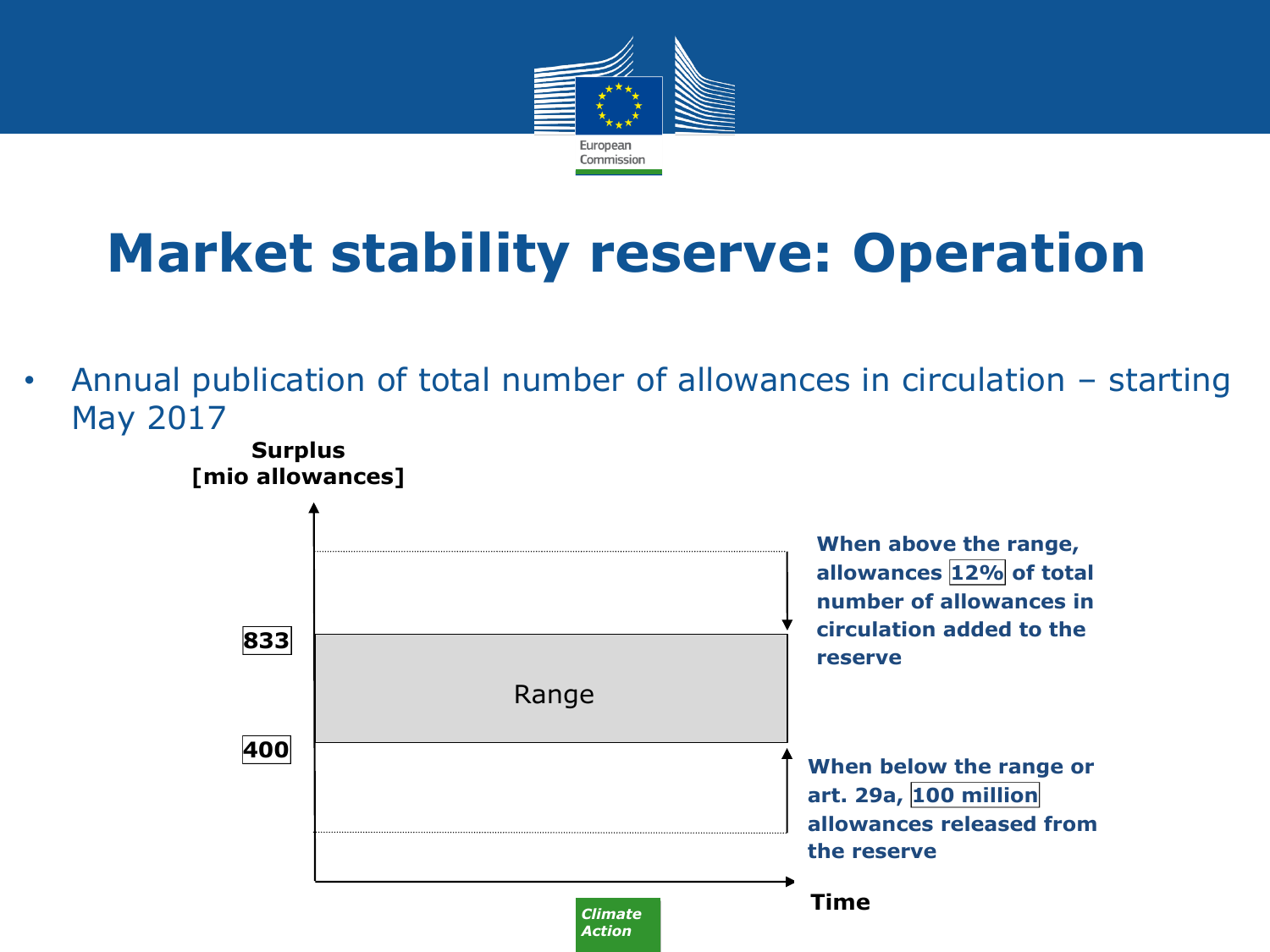# Market stability reserve: Operation

- Annual publication of total number of allowances in circulation – starting May 2017

**Surplus [mio allowances]**

**833**

Range

**400**

**Time**

**When above the range, allowances 12% of total number of allowances in circulation added to the reserve**

**When below the range or art. 29a, 100 million allowances released from the reserve**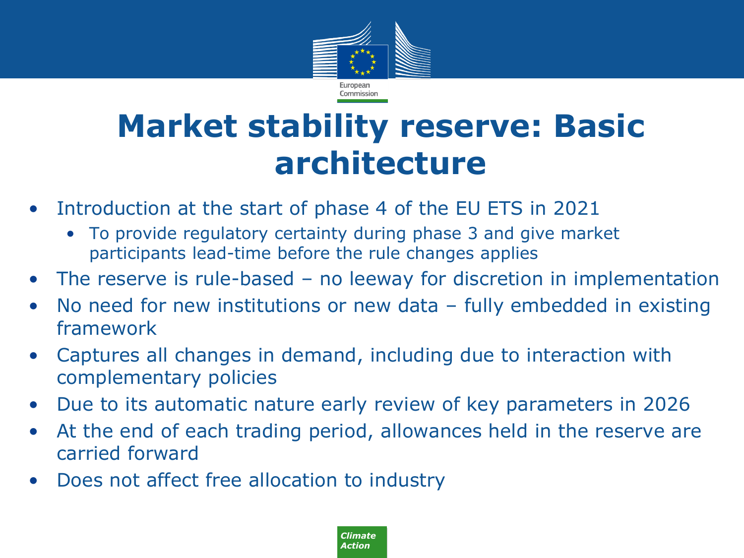# Market stability reserve: Basic architecture

- Introduction at the start of phase 4 of the EU ETS in 2021
  - To provide regulatory certainty during phase 3 and give market participants lead-time before the rule changes applies
- The reserve is rule-based – no leeway for discretion in implementation
- No need for new institutions or new data – fully embedded in existing framework
- Captures all changes in demand, including due to interaction with complementary policies
- Due to its automatic nature early review of key parameters in 2026
- At the end of each trading period, allowances held in the reserve are carried forward
- Does not affect free allocation to industry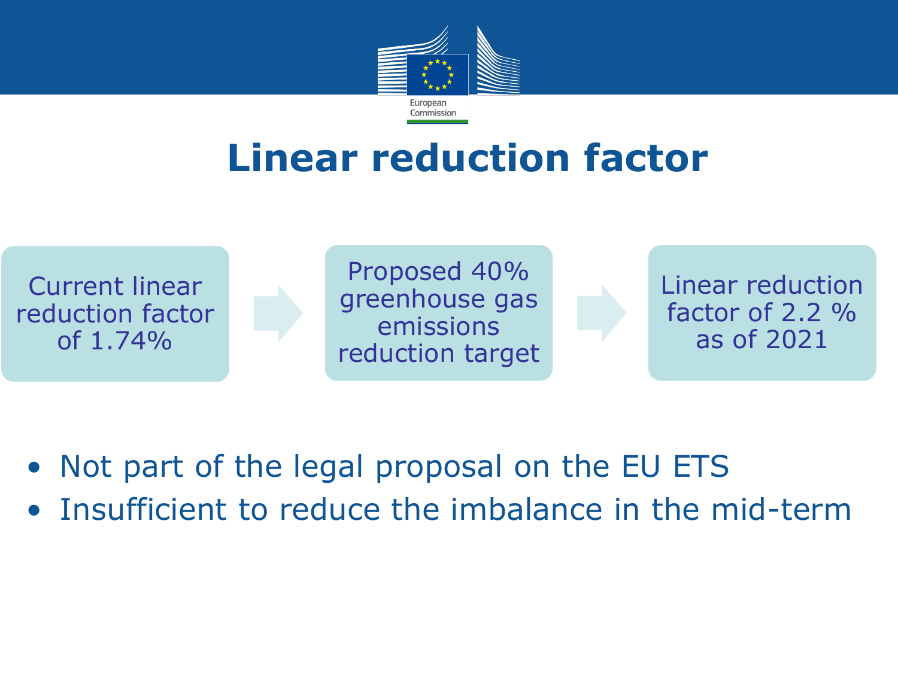# Linear reduction factor

Current linear reduction factor of 1.74% → Proposed 40% greenhouse gas emissions reduction target → Linear reduction factor of 2.2 % as of 2021

- Not part of the legal proposal on the EU ETS
- Insufficient to reduce the imbalance in the mid-term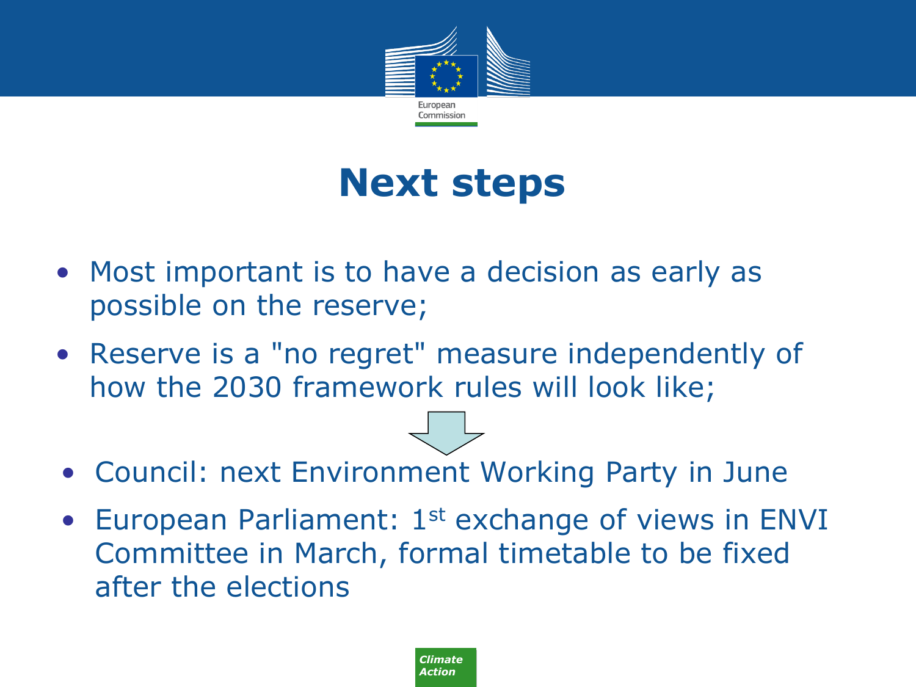# Next steps

- Most important is to have a decision as early as possible on the reserve;
- Reserve is a "no regret" measure independently of how the 2030 framework rules will look like;

- Council: next Environment Working Party in June
- European Parliament: 1st exchange of views in ENVI Committee in March, formal timetable to be fixed after the elections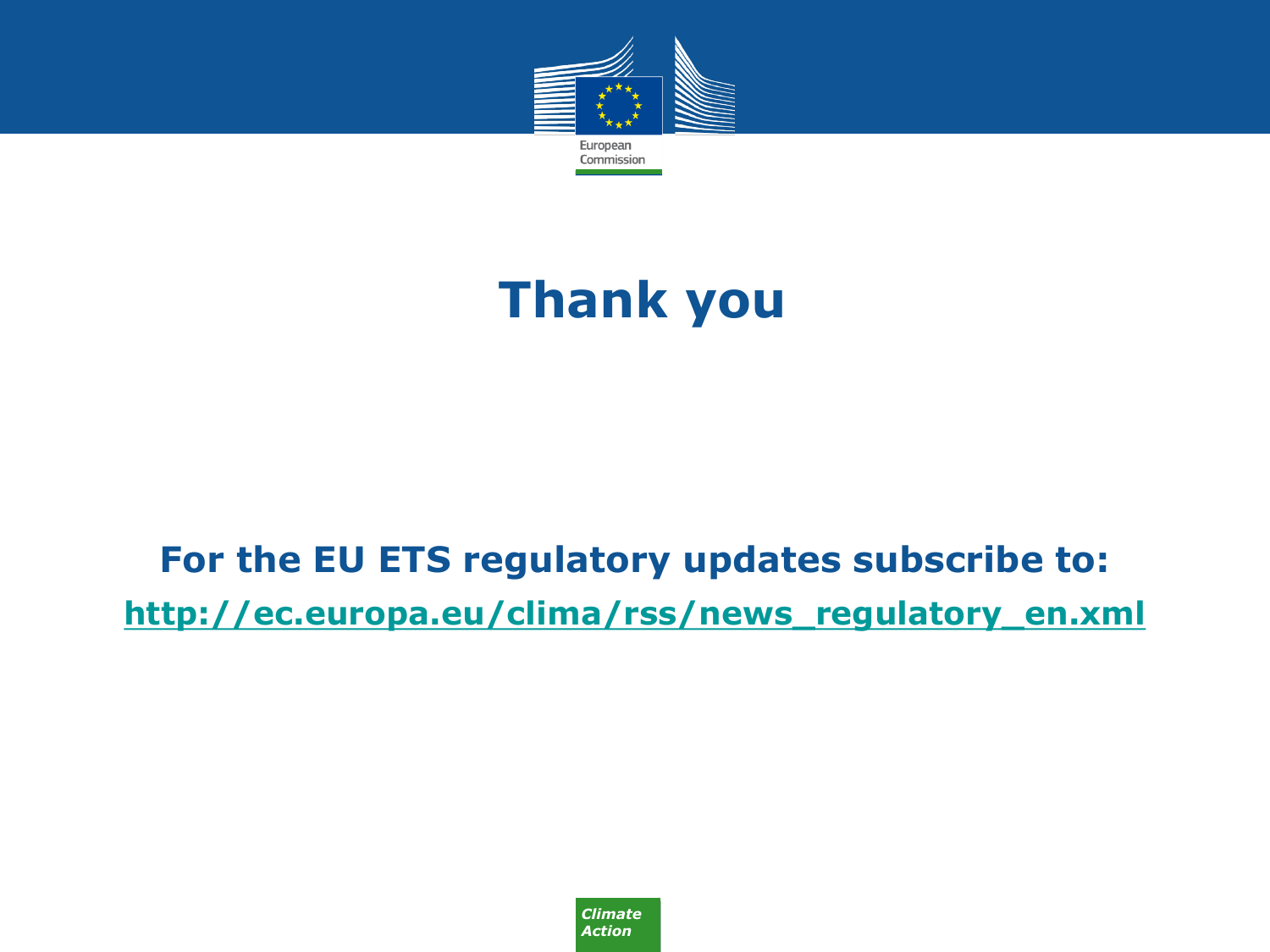# Thank you

**For the EU ETS regulatory updates subscribe to:**

**http://ec.europa.eu/clima/rss/news_regulatory_en.xml**